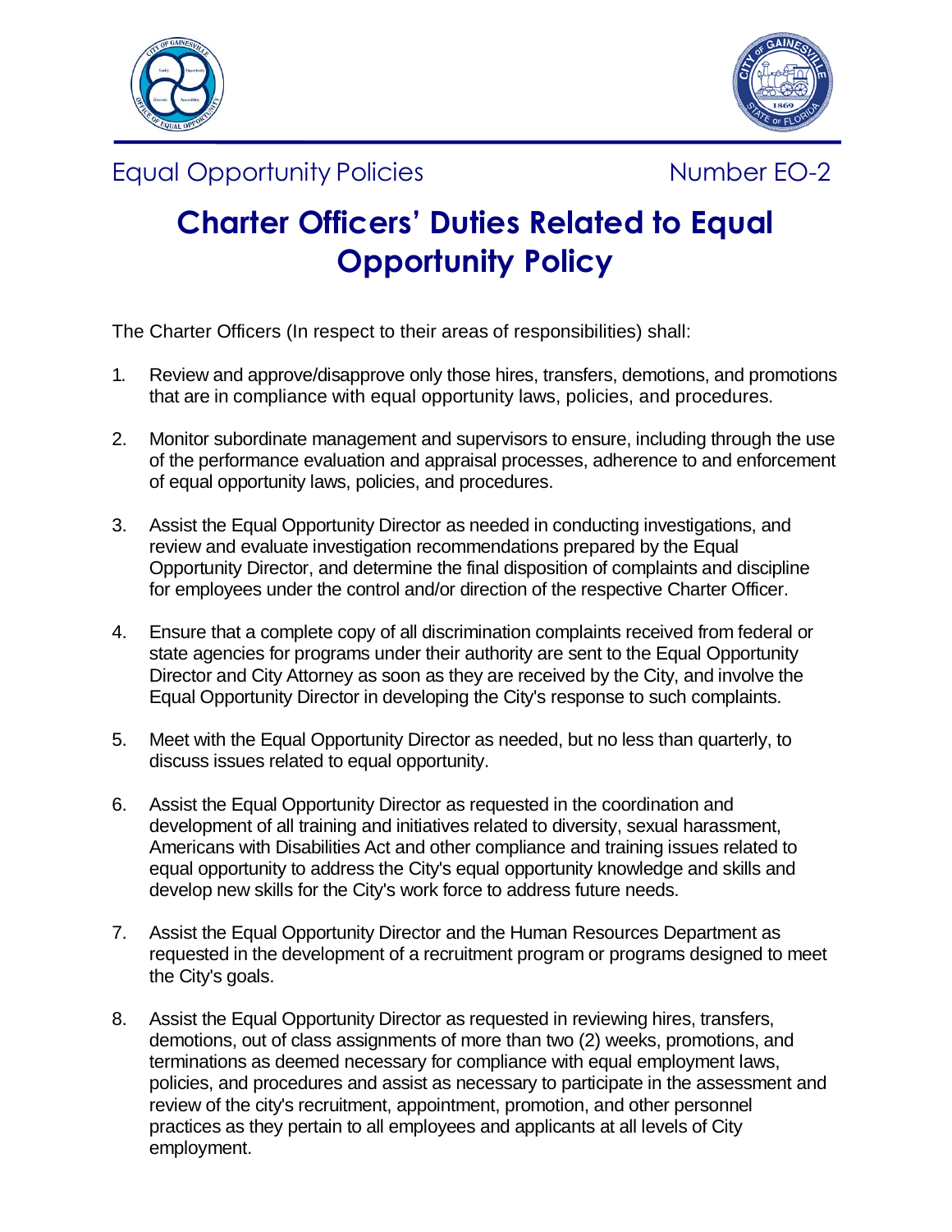Equal Opportunity Policies Number EO-2

# Charter Officers' Duties Related to Equal Opportunity Policy

The Charter Officers (In respect to their areas of responsibilities) shall:

1. Review and approve/disapprove only those hires, transfers, demotions, and promotions that are in compliance with equal opportunity laws, policies, and procedures.

2. Monitor subordinate management and supervisors to ensure, including through the use of the performance evaluation and appraisal processes, adherence to and enforcement of equal opportunity laws, policies, and procedures.

3. Assist the Equal Opportunity Director as needed in conducting investigations, and review and evaluate investigation recommendations prepared by the Equal Opportunity Director, and determine the final disposition of complaints and discipline for employees under the control and/or direction of the respective Charter Officer.

4. Ensure that a complete copy of all discrimination complaints received from federal or state agencies for programs under their authority are sent to the Equal Opportunity Director and City Attorney as soon as they are received by the City, and involve the Equal Opportunity Director in developing the City's response to such complaints.

5. Meet with the Equal Opportunity Director as needed, but no less than quarterly, to discuss issues related to equal opportunity.

6. Assist the Equal Opportunity Director as requested in the coordination and development of all training and initiatives related to diversity, sexual harassment, Americans with Disabilities Act and other compliance and training issues related to equal opportunity to address the City's equal opportunity knowledge and skills and develop new skills for the City's work force to address future needs.

7. Assist the Equal Opportunity Director and the Human Resources Department as requested in the development of a recruitment program or programs designed to meet the City's goals.

8. Assist the Equal Opportunity Director as requested in reviewing hires, transfers, demotions, out of class assignments of more than two (2) weeks, promotions, and terminations as deemed necessary for compliance with equal employment laws, policies, and procedures and assist as necessary to participate in the assessment and review of the city's recruitment, appointment, promotion, and other personnel practices as they pertain to all employees and applicants at all levels of City employment.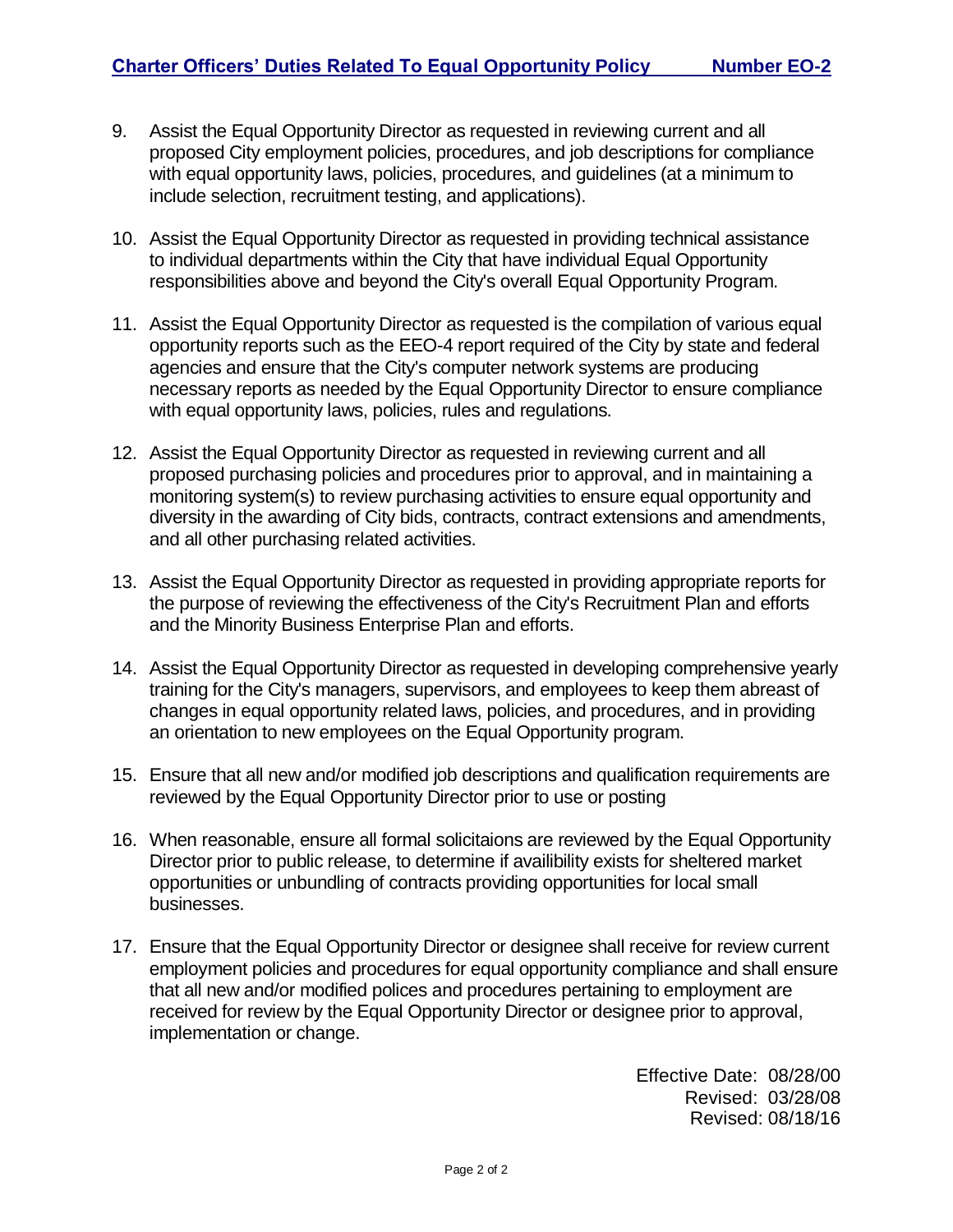9. Assist the Equal Opportunity Director as requested in reviewing current and all proposed City employment policies, procedures, and job descriptions for compliance with equal opportunity laws, policies, procedures, and guidelines (at a minimum to include selection, recruitment testing, and applications).

10. Assist the Equal Opportunity Director as requested in providing technical assistance to individual departments within the City that have individual Equal Opportunity responsibilities above and beyond the City's overall Equal Opportunity Program.

11. Assist the Equal Opportunity Director as requested is the compilation of various equal opportunity reports such as the EEO-4 report required of the City by state and federal agencies and ensure that the City's computer network systems are producing necessary reports as needed by the Equal Opportunity Director to ensure compliance with equal opportunity laws, policies, rules and regulations.

12. Assist the Equal Opportunity Director as requested in reviewing current and all proposed purchasing policies and procedures prior to approval, and in maintaining a monitoring system(s) to review purchasing activities to ensure equal opportunity and diversity in the awarding of City bids, contracts, contract extensions and amendments, and all other purchasing related activities.

13. Assist the Equal Opportunity Director as requested in providing appropriate reports for the purpose of reviewing the effectiveness of the City's Recruitment Plan and efforts and the Minority Business Enterprise Plan and efforts.

14. Assist the Equal Opportunity Director as requested in developing comprehensive yearly training for the City's managers, supervisors, and employees to keep them abreast of changes in equal opportunity related laws, policies, and procedures, and in providing an orientation to new employees on the Equal Opportunity program.

15. Ensure that all new and/or modified job descriptions and qualification requirements are reviewed by the Equal Opportunity Director prior to use or posting

16. When reasonable, ensure all formal solicitaions are reviewed by the Equal Opportunity Director prior to public release, to determine if availibility exists for sheltered market opportunities or unbundling of contracts providing opportunities for local small businesses.

17. Ensure that the Equal Opportunity Director or designee shall receive for review current employment policies and procedures for equal opportunity compliance and shall ensure that all new and/or modified polices and procedures pertaining to employment are received for review by the Equal Opportunity Director or designee prior to approval, implementation or change.

Effective Date: 08/28/00
Revised: 03/28/08
Revised: 08/18/16